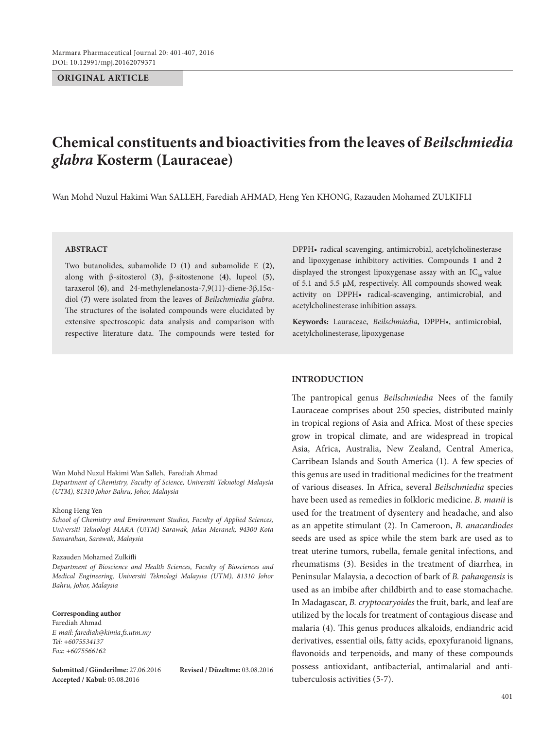ORIGINAL ARTICLE

# Chemical constituents and bioactivities from the leaves of *Beilschmiedia glabra* Kosterm (Lauraceae)

Wan Mohd Nuzul Hakimi Wan SALLEH, Farediah AHMAD, Heng Yen KHONG, Razauden Mohamed ZULKIFLI

## ABSTRACT

Two butanolides, subamolide D (**1**) and subamolide E (**2**), along with β-sitosterol (**3**), β-sitostenone (**4**), lupeol (**5**), taraxerol (**6**), and 24-methylenelanosta-7,9(11)-diene-3β,15α-diol (**7**) were isolated from the leaves of *Beilschmiedia glabra*. The structures of the isolated compounds were elucidated by extensive spectroscopic data analysis and comparison with respective literature data. The compounds were tested for DPPH• radical scavenging, antimicrobial, acetylcholinesterase and lipoxygenase inhibitory activities. Compounds **1** and **2** displayed the strongest lipoxygenase assay with an $IC_{50}$ value of 5.1 and 5.5 μM, respectively. All compounds showed weak activity on DPPH• radical-scavenging, antimicrobial, and acetylcholinesterase inhibition assays.

**Keywords:** Lauraceae, *Beilschmiedia*, DPPH•, antimicrobial, acetylcholinesterase, lipoxygenase

Wan Mohd Nuzul Hakimi Wan Salleh, Farediah Ahmad
*Department of Chemistry, Faculty of Science, Universiti Teknologi Malaysia (UTM), 81310 Johor Bahru, Johor, Malaysia*

Khong Heng Yen
*School of Chemistry and Environment Studies, Faculty of Applied Sciences, Universiti Teknologi MARA (UiTM) Sarawak, Jalan Meranek, 94300 Kota Samarahan, Sarawak, Malaysia*

Razauden Mohamed Zulkifli
*Department of Bioscience and Health Sciences, Faculty of Biosciences and Medical Engineering, Universiti Teknologi Malaysia (UTM), 81310 Johor Bahru, Johor, Malaysia*

**Corresponding author**
Farediah Ahmad
*E-mail: farediah@kimia.fs.utm.my*
*Tel: +6075534137*
*Fax: +6075566162*

**Submitted / Gönderilme:** 27.06.2016 **Revised / Düzeltme:** 03.08.2016
**Accepted / Kabul:** 05.08.2016

## INTRODUCTION

The pantropical genus *Beilschmiedia* Nees of the family Lauraceae comprises about 250 species, distributed mainly in tropical regions of Asia and Africa. Most of these species grow in tropical climate, and are widespread in tropical Asia, Africa, Australia, New Zealand, Central America, Carribean Islands and South America (1). A few species of this genus are used in traditional medicines for the treatment of various diseases. In Africa, several *Beilschmiedia* species have been used as remedies in folkloric medicine. *B. manii* is used for the treatment of dysentery and headache, and also as an appetite stimulant (2). In Cameroon, *B. anacardiodes* seeds are used as spice while the stem bark are used as to treat uterine tumors, rubella, female genital infections, and rheumatisms (3). Besides in the treatment of diarrhea, in Peninsular Malaysia, a decoction of bark of *B. pahangensis* is used as an imbibe after childbirth and to ease stomachache. In Madagascar, *B. cryptocaryoides* the fruit, bark, and leaf are utilized by the locals for treatment of contagious disease and malaria (4). This genus produces alkaloids, endiandric acid derivatives, essential oils, fatty acids, epoxyfuranoid lignans, flavonoids and terpenoids, and many of these compounds possess antioxidant, antibacterial, antimalarial and anti-tuberculosis activities (5-7).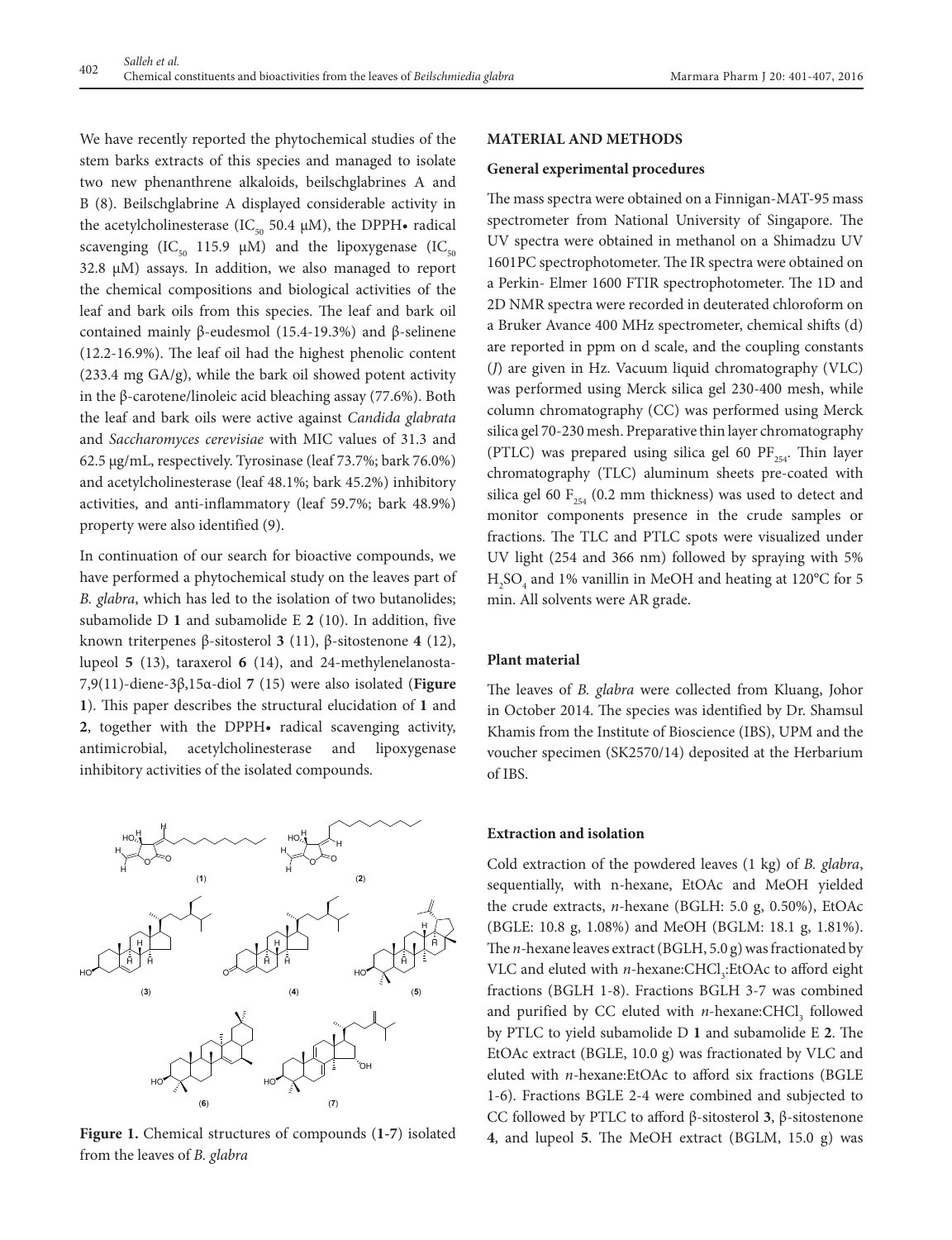We have recently reported the phytochemical studies of the stem barks extracts of this species and managed to isolate two new phenanthrene alkaloids, beilschglabrines A and B (8). Beilschglabrine A displayed considerable activity in the acetylcholinesterase ($IC_{50}$ 50.4 μM), the DPPH• radical scavenging ($IC_{50}$ 115.9 μM) and the lipoxygenase ($IC_{50}$ 32.8 μM) assays. In addition, we also managed to report the chemical compositions and biological activities of the leaf and bark oils from this species. The leaf and bark oil contained mainly β-eudesmol (15.4-19.3%) and β-selinene (12.2-16.9%). The leaf oil had the highest phenolic content (233.4 mg GA/g), while the bark oil showed potent activity in the β-carotene/linoleic acid bleaching assay (77.6%). Both the leaf and bark oils were active against *Candida glabrata* and *Saccharomyces cerevisiae* with MIC values of 31.3 and 62.5 μg/mL, respectively. Tyrosinase (leaf 73.7%; bark 76.0%) and acetylcholinesterase (leaf 48.1%; bark 45.2%) inhibitory activities, and anti-inflammatory (leaf 59.7%; bark 48.9%) property were also identified (9).

In continuation of our search for bioactive compounds, we have performed a phytochemical study on the leaves part of *B. glabra*, which has led to the isolation of two butanolides; subamolide D **1** and subamolide E **2** (10). In addition, five known triterpenes β-sitosterol **3** (11), β-sitostenone **4** (12), lupeol **5** (13), taraxerol **6** (14), and 24-methylenelanosta-7,9(11)-diene-3β,15α-diol **7** (15) were also isolated (**Figure 1**). This paper describes the structural elucidation of **1** and **2**, together with the DPPH• radical scavenging activity, antimicrobial, acetylcholinesterase and lipoxygenase inhibitory activities of the isolated compounds.

**Figure 1.** Chemical structures of compounds (**1-7**) isolated from the leaves of *B. glabra*

## MATERIAL AND METHODS

### General experimental procedures

The mass spectra were obtained on a Finnigan-MAT-95 mass spectrometer from National University of Singapore. The UV spectra were obtained in methanol on a Shimadzu UV 1601PC spectrophotometer. The IR spectra were obtained on a Perkin- Elmer 1600 FTIR spectrophotometer. The 1D and 2D NMR spectra were recorded in deuterated chloroform on a Bruker Avance 400 MHz spectrometer, chemical shifts (d) are reported in ppm on d scale, and the coupling constants (*J*) are given in Hz. Vacuum liquid chromatography (VLC) was performed using Merck silica gel 230-400 mesh, while column chromatography (CC) was performed using Merck silica gel 70-230 mesh. Preparative thin layer chromatography (PTLC) was prepared using silica gel 60 $PF_{254}$. Thin layer chromatography (TLC) aluminum sheets pre-coated with silica gel 60 $F_{254}$ (0.2 mm thickness) was used to detect and monitor components presence in the crude samples or fractions. The TLC and PTLC spots were visualized under UV light (254 and 366 nm) followed by spraying with 5% $H_2SO_4$ and 1% vanillin in MeOH and heating at 120°C for 5 min. All solvents were AR grade.

### Plant material

The leaves of *B. glabra* were collected from Kluang, Johor in October 2014. The species was identified by Dr. Shamsul Khamis from the Institute of Bioscience (IBS), UPM and the voucher specimen (SK2570/14) deposited at the Herbarium of IBS.

### Extraction and isolation

Cold extraction of the powdered leaves (1 kg) of *B. glabra*, sequentially, with n-hexane, EtOAc and MeOH yielded the crude extracts, *n*-hexane (BGLH: 5.0 g, 0.50%), EtOAc (BGLE: 10.8 g, 1.08%) and MeOH (BGLM: 18.1 g, 1.81%). The *n*-hexane leaves extract (BGLH, 5.0 g) was fractionated by VLC and eluted with *n*-hexane:$CHCl_3$:EtOAc to afford eight fractions (BGLH 1-8). Fractions BGLH 3-7 was combined and purified by CC eluted with *n*-hexane:$CHCl_3$ followed by PTLC to yield subamolide D **1** and subamolide E **2**. The EtOAc extract (BGLE, 10.0 g) was fractionated by VLC and eluted with *n*-hexane:EtOAc to afford six fractions (BGLE 1-6). Fractions BGLE 2-4 were combined and subjected to CC followed by PTLC to afford β-sitosterol **3**, β-sitostenone **4**, and lupeol **5**. The MeOH extract (BGLM, 15.0 g) was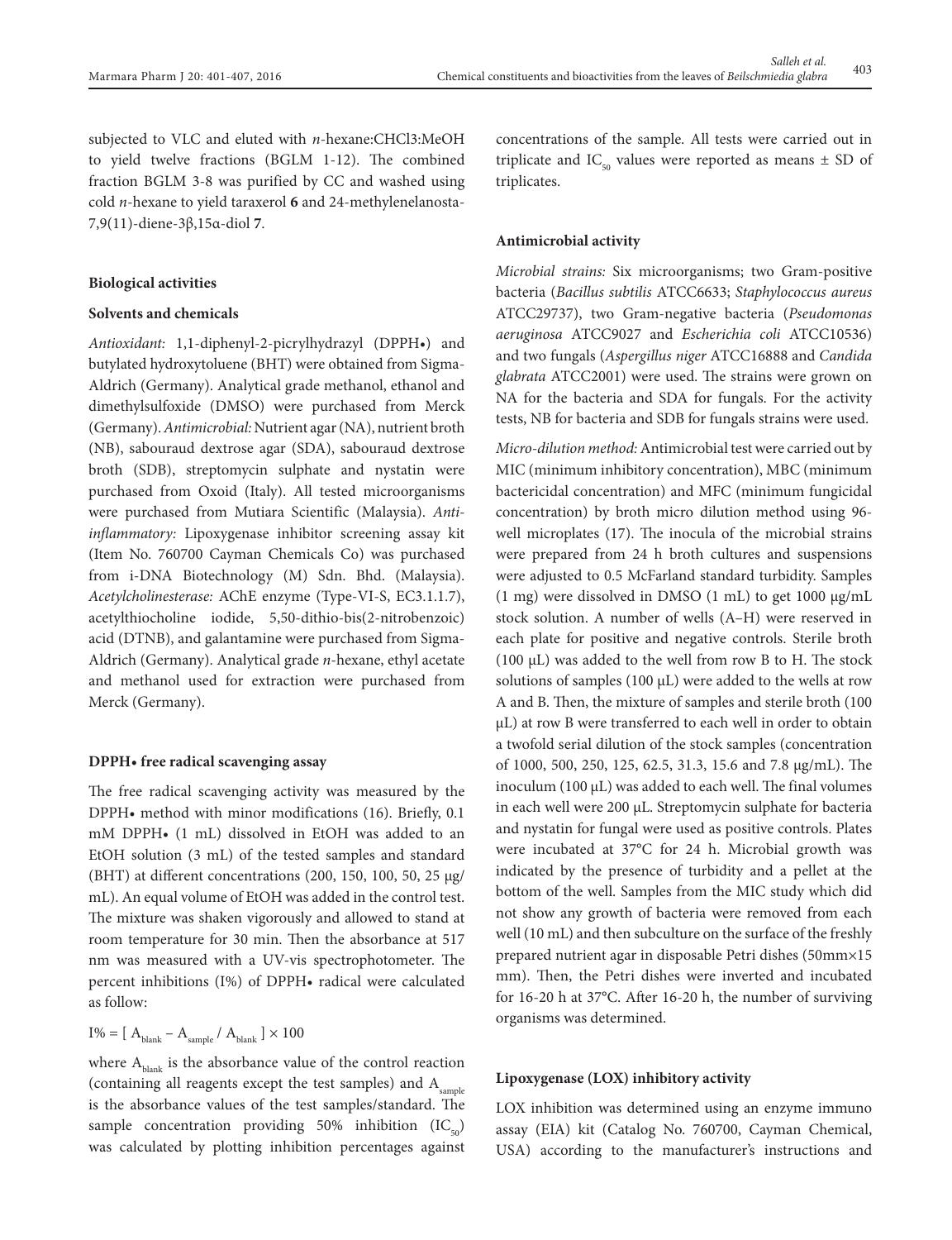subjected to VLC and eluted with *n*-hexane:CHCl3:MeOH to yield twelve fractions (BGLM 1-12). The combined fraction BGLM 3-8 was purified by CC and washed using cold *n*-hexane to yield taraxerol **6** and 24-methylenelanosta-7,9(11)-diene-3β,15α-diol **7**.

## Biological activities

### Solvents and chemicals

*Antioxidant:* 1,1-diphenyl-2-picrylhydrazyl (DPPH•) and butylated hydroxytoluene (BHT) were obtained from Sigma-Aldrich (Germany). Analytical grade methanol, ethanol and dimethylsulfoxide (DMSO) were purchased from Merck (Germany). *Antimicrobial:* Nutrient agar (NA), nutrient broth (NB), sabouraud dextrose agar (SDA), sabouraud dextrose broth (SDB), streptomycin sulphate and nystatin were purchased from Oxoid (Italy). All tested microorganisms were purchased from Mutiara Scientific (Malaysia). *Anti-inflammatory:* Lipoxygenase inhibitor screening assay kit (Item No. 760700 Cayman Chemicals Co) was purchased from i-DNA Biotechnology (M) Sdn. Bhd. (Malaysia). *Acetylcholinesterase:* AChE enzyme (Type-VI-S, EC3.1.1.7), acetylthiocholine iodide, 5,50-dithio-bis(2-nitrobenzoic) acid (DTNB), and galantamine were purchased from Sigma-Aldrich (Germany). Analytical grade *n*-hexane, ethyl acetate and methanol used for extraction were purchased from Merck (Germany).

### DPPH• free radical scavenging assay

The free radical scavenging activity was measured by the DPPH• method with minor modifications (16). Briefly, 0.1 mM DPPH• (1 mL) dissolved in EtOH was added to an EtOH solution (3 mL) of the tested samples and standard (BHT) at different concentrations (200, 150, 100, 50, 25 μg/mL). An equal volume of EtOH was added in the control test. The mixture was shaken vigorously and allowed to stand at room temperature for 30 min. Then the absorbance at 517 nm was measured with a UV-vis spectrophotometer. The percent inhibitions (I%) of DPPH• radical were calculated as follow:

$$I\% = [\, A_{blank} - A_{sample} / A_{blank} \,] \times 100$$

where $A_{blank}$ is the absorbance value of the control reaction (containing all reagents except the test samples) and $A_{sample}$ is the absorbance values of the test samples/standard. The sample concentration providing 50% inhibition ($IC_{50}$) was calculated by plotting inhibition percentages against concentrations of the sample. All tests were carried out in triplicate and $IC_{50}$ values were reported as means ± SD of triplicates.

### Antimicrobial activity

*Microbial strains:* Six microorganisms; two Gram-positive bacteria (*Bacillus subtilis* ATCC6633; *Staphylococcus aureus* ATCC29737), two Gram-negative bacteria (*Pseudomonas aeruginosa* ATCC9027 and *Escherichia coli* ATCC10536) and two fungals (*Aspergillus niger* ATCC16888 and *Candida glabrata* ATCC2001) were used. The strains were grown on NA for the bacteria and SDA for fungals. For the activity tests, NB for bacteria and SDB for fungals strains were used.

*Micro-dilution method:* Antimicrobial test were carried out by MIC (minimum inhibitory concentration), MBC (minimum bactericidal concentration) and MFC (minimum fungicidal concentration) by broth micro dilution method using 96-well microplates (17). The inocula of the microbial strains were prepared from 24 h broth cultures and suspensions were adjusted to 0.5 McFarland standard turbidity. Samples (1 mg) were dissolved in DMSO (1 mL) to get 1000 μg/mL stock solution. A number of wells (A–H) were reserved in each plate for positive and negative controls. Sterile broth (100 μL) was added to the well from row B to H. The stock solutions of samples (100 μL) were added to the wells at row A and B. Then, the mixture of samples and sterile broth (100 μL) at row B were transferred to each well in order to obtain a twofold serial dilution of the stock samples (concentration of 1000, 500, 250, 125, 62.5, 31.3, 15.6 and 7.8 μg/mL). The inoculum (100 μL) was added to each well. The final volumes in each well were 200 μL. Streptomycin sulphate for bacteria and nystatin for fungal were used as positive controls. Plates were incubated at 37°C for 24 h. Microbial growth was indicated by the presence of turbidity and a pellet at the bottom of the well. Samples from the MIC study which did not show any growth of bacteria were removed from each well (10 mL) and then subculture on the surface of the freshly prepared nutrient agar in disposable Petri dishes (50mm×15 mm). Then, the Petri dishes were inverted and incubated for 16-20 h at 37°C. After 16-20 h, the number of surviving organisms was determined.

### Lipoxygenase (LOX) inhibitory activity

LOX inhibition was determined using an enzyme immuno assay (EIA) kit (Catalog No. 760700, Cayman Chemical, USA) according to the manufacturer's instructions and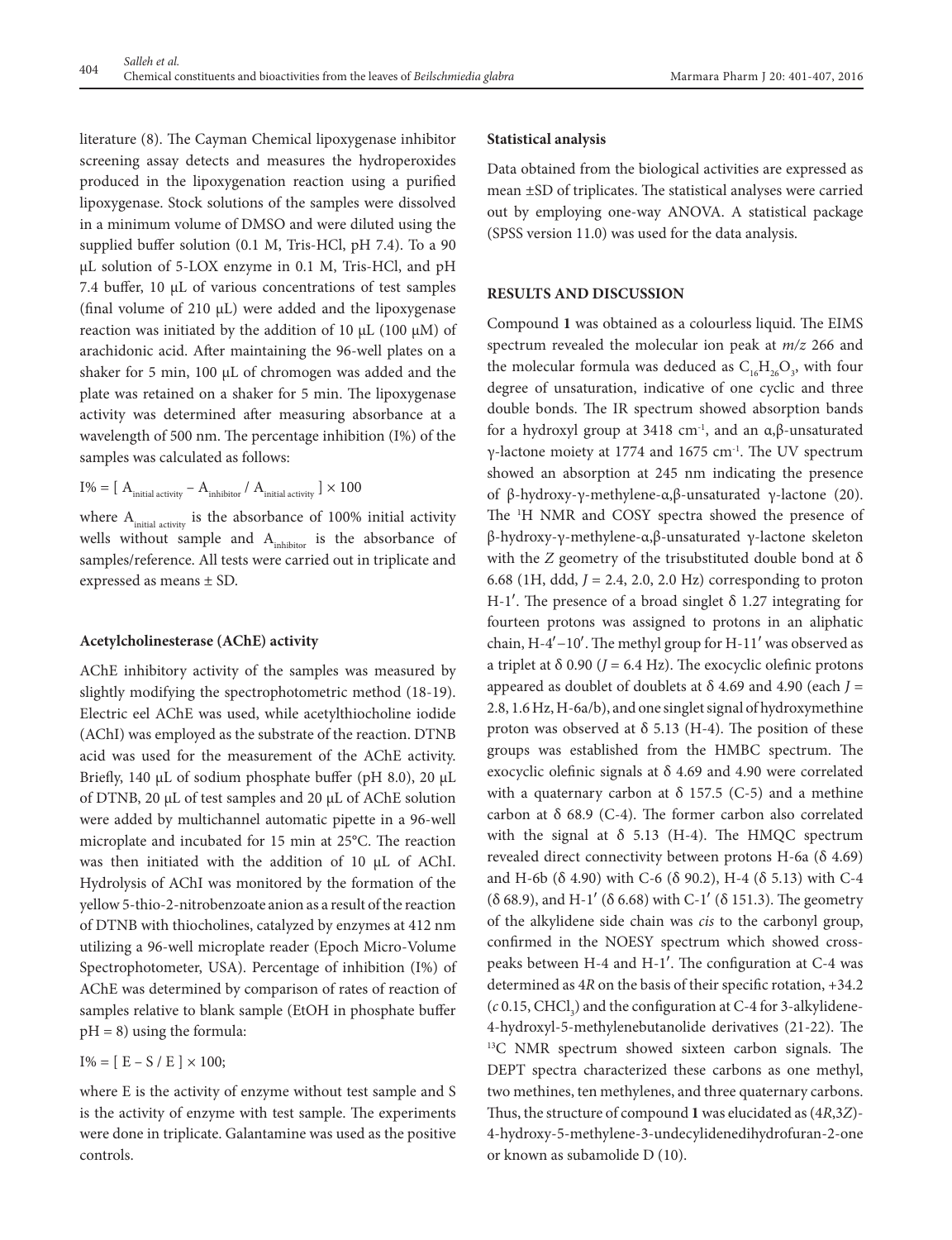literature (8). The Cayman Chemical lipoxygenase inhibitor screening assay detects and measures the hydroperoxides produced in the lipoxygenation reaction using a purified lipoxygenase. Stock solutions of the samples were dissolved in a minimum volume of DMSO and were diluted using the supplied buffer solution (0.1 M, Tris-HCl, pH 7.4). To a 90 µL solution of 5-LOX enzyme in 0.1 M, Tris-HCl, and pH 7.4 buffer, 10 µL of various concentrations of test samples (final volume of 210 µL) were added and the lipoxygenase reaction was initiated by the addition of 10 µL (100 µM) of arachidonic acid. After maintaining the 96-well plates on a shaker for 5 min, 100 µL of chromogen was added and the plate was retained on a shaker for 5 min. The lipoxygenase activity was determined after measuring absorbance at a wavelength of 500 nm. The percentage inhibition (I%) of the samples was calculated as follows:

$$I\% = [\ A_{\text{initial activity}} - A_{\text{inhibitor}} / A_{\text{initial activity}}\ ] \times 100$$

where $A_{\text{initial activity}}$ is the absorbance of 100% initial activity wells without sample and $A_{\text{inhibitor}}$ is the absorbance of samples/reference. All tests were carried out in triplicate and expressed as means ± SD.

### Acetylcholinesterase (AChE) activity

AChE inhibitory activity of the samples was measured by slightly modifying the spectrophotometric method (18-19). Electric eel AChE was used, while acetylthiocholine iodide (AChI) was employed as the substrate of the reaction. DTNB acid was used for the measurement of the AChE activity. Briefly, 140 µL of sodium phosphate buffer (pH 8.0), 20 µL of DTNB, 20 µL of test samples and 20 µL of AChE solution were added by multichannel automatic pipette in a 96-well microplate and incubated for 15 min at 25°C. The reaction was then initiated with the addition of 10 µL of AChI. Hydrolysis of AChI was monitored by the formation of the yellow 5-thio-2-nitrobenzoate anion as a result of the reaction of DTNB with thiocholines, catalyzed by enzymes at 412 nm utilizing a 96-well microplate reader (Epoch Micro-Volume Spectrophotometer, USA). Percentage of inhibition (I%) of AChE was determined by comparison of rates of reaction of samples relative to blank sample (EtOH in phosphate buffer pH = 8) using the formula:

$$I\% = [\ E - S / E\ ] \times 100;$$

where E is the activity of enzyme without test sample and S is the activity of enzyme with test sample. The experiments were done in triplicate. Galantamine was used as the positive controls.

### Statistical analysis

Data obtained from the biological activities are expressed as mean ±SD of triplicates. The statistical analyses were carried out by employing one-way ANOVA. A statistical package (SPSS version 11.0) was used for the data analysis.

## RESULTS AND DISCUSSION

Compound **1** was obtained as a colourless liquid. The EIMS spectrum revealed the molecular ion peak at *m/z* 266 and the molecular formula was deduced as $C_{16}H_{26}O_3$, with four degree of unsaturation, indicative of one cyclic and three double bonds. The IR spectrum showed absorption bands for a hydroxyl group at 3418 $cm^{-1}$, and an α,β-unsaturated γ-lactone moiety at 1774 and 1675 $cm^{-1}$. The UV spectrum showed an absorption at 245 nm indicating the presence of β-hydroxy-γ-methylene-α,β-unsaturated γ-lactone (20). The $^{1}$H NMR and COSY spectra showed the presence of β-hydroxy-γ-methylene-α,β-unsaturated γ-lactone skeleton with the *Z* geometry of the trisubstituted double bond at δ 6.68 (1H, ddd, *J* = 2.4, 2.0, 2.0 Hz) corresponding to proton H-1′. The presence of a broad singlet δ 1.27 integrating for fourteen protons was assigned to protons in an aliphatic chain, H-4′–10′. The methyl group for H-11′ was observed as a triplet at δ 0.90 (*J* = 6.4 Hz). The exocyclic olefinic protons appeared as doublet of doublets at δ 4.69 and 4.90 (each *J* = 2.8, 1.6 Hz, H-6a/b), and one singlet signal of hydroxymethine proton was observed at δ 5.13 (H-4). The position of these groups was established from the HMBC spectrum. The exocyclic olefinic signals at δ 4.69 and 4.90 were correlated with a quaternary carbon at δ 157.5 (C-5) and a methine carbon at δ 68.9 (C-4). The former carbon also correlated with the signal at δ 5.13 (H-4). The HMQC spectrum revealed direct connectivity between protons H-6a (δ 4.69) and H-6b (δ 4.90) with C-6 (δ 90.2), H-4 (δ 5.13) with C-4 (δ 68.9), and H-1′ (δ 6.68) with C-1′ (δ 151.3). The geometry of the alkylidene side chain was *cis* to the carbonyl group, confirmed in the NOESY spectrum which showed cross-peaks between H-4 and H-1′. The configuration at C-4 was determined as 4*R* on the basis of their specific rotation, +34.2 (*c* 0.15, $CHCl_3$) and the configuration at C-4 for 3-alkylidene-4-hydroxyl-5-methylenebutanolide derivatives (21-22). The $^{13}$C NMR spectrum showed sixteen carbon signals. The DEPT spectra characterized these carbons as one methyl, two methines, ten methylenes, and three quaternary carbons. Thus, the structure of compound **1** was elucidated as (4*R*,3*Z*)-4-hydroxy-5-methylene-3-undecylidenedihydrofuran-2-one or known as subamolide D (10).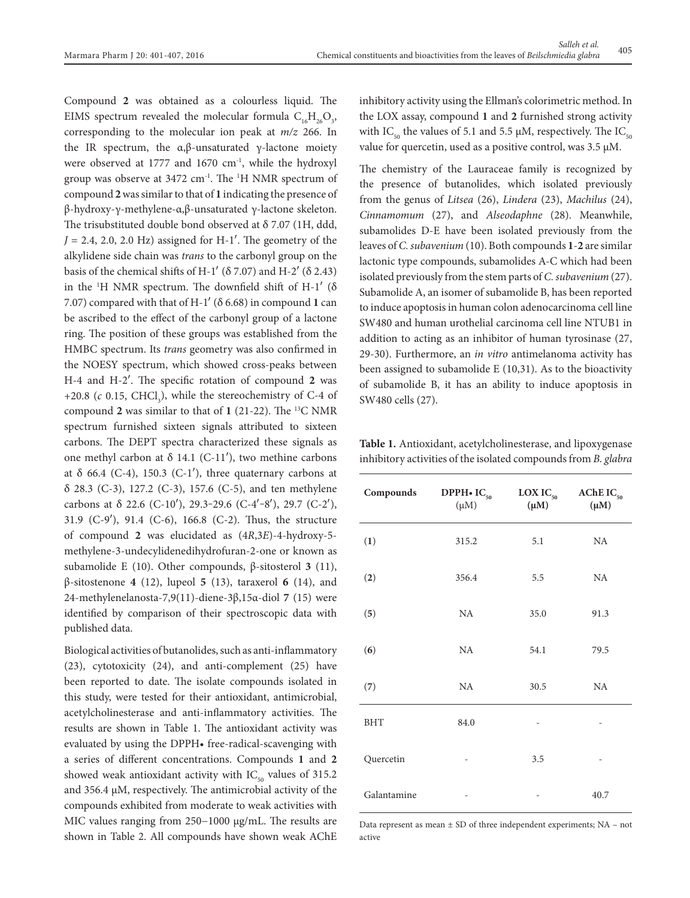Compound **2** was obtained as a colourless liquid. The EIMS spectrum revealed the molecular formula $C_{16}H_{26}O_3$, corresponding to the molecular ion peak at *m/z* 266. In the IR spectrum, the α,β-unsaturated γ-lactone moiety were observed at 1777 and 1670 $cm^{-1}$, while the hydroxyl group was observe at 3472 $cm^{-1}$. The $^1$H NMR spectrum of compound **2** was similar to that of **1** indicating the presence of β-hydroxy-γ-methylene-α,β-unsaturated γ-lactone skeleton. The trisubstituted double bond observed at δ 7.07 (1H, ddd, *J* = 2.4, 2.0, 2.0 Hz) assigned for H-1′. The geometry of the alkylidene side chain was *trans* to the carbonyl group on the basis of the chemical shifts of H-1′ (δ 7.07) and H-2′ (δ 2.43) in the $^1$H NMR spectrum. The downfield shift of H-1′ (δ 7.07) compared with that of H-1′ (δ 6.68) in compound **1** can be ascribed to the effect of the carbonyl group of a lactone ring. The position of these groups was established from the HMBC spectrum. Its *trans* geometry was also confirmed in the NOESY spectrum, which showed cross-peaks between H-4 and H-2′. The specific rotation of compound **2** was +20.8 (*c* 0.15, $CHCl_3$), while the stereochemistry of C-4 of compound **2** was similar to that of **1** (21-22). The $^{13}$C NMR spectrum furnished sixteen signals attributed to sixteen carbons. The DEPT spectra characterized these signals as one methyl carbon at δ 14.1 (C-11′), two methine carbons at δ 66.4 (C-4), 150.3 (C-1′), three quaternary carbons at δ 28.3 (C-3), 127.2 (C-3), 157.6 (C-5), and ten methylene carbons at δ 22.6 (C-10′), 29.3−29.6 (C-4′−8′), 29.7 (C-2′), 31.9 (C-9′), 91.4 (C-6), 166.8 (C-2). Thus, the structure of compound **2** was elucidated as (4*R*,3*E*)-4-hydroxy-5-methylene-3-undecylidenedihydrofuran-2-one or known as subamolide E (10). Other compounds, β-sitosterol **3** (11), β-sitostenone **4** (12), lupeol **5** (13), taraxerol **6** (14), and 24-methylenelanosta-7,9(11)-diene-3β,15α-diol **7** (15) were identified by comparison of their spectroscopic data with published data.

Biological activities of butanolides, such as anti-inflammatory (23), cytotoxicity (24), and anti-complement (25) have been reported to date. The isolate compounds isolated in this study, were tested for their antioxidant, antimicrobial, acetylcholinesterase and anti-inflammatory activities. The results are shown in Table 1. The antioxidant activity was evaluated by using the DPPH• free-radical-scavenging with a series of different concentrations. Compounds **1** and **2** showed weak antioxidant activity with $IC_{50}$ values of 315.2 and 356.4 µM, respectively. The antimicrobial activity of the compounds exhibited from moderate to weak activities with MIC values ranging from 250−1000 µg/mL. The results are shown in Table 2. All compounds have shown weak AChE inhibitory activity using the Ellman's colorimetric method. In the LOX assay, compound **1** and **2** furnished strong activity with $IC_{50}$ the values of 5.1 and 5.5 µM, respectively. The $IC_{50}$ value for quercetin, used as a positive control, was 3.5 µM.

The chemistry of the Lauraceae family is recognized by the presence of butanolides, which isolated previously from the genus of *Litsea* (26), *Lindera* (23), *Machilus* (24), *Cinnamomum* (27), and *Alseodaphne* (28). Meanwhile, subamolides D-E have been isolated previously from the leaves of *C. subavenium* (10). Both compounds **1**-**2** are similar lactonic type compounds, subamolides A-C which had been isolated previously from the stem parts of *C. subavenium* (27). Subamolide A, an isomer of subamolide B, has been reported to induce apoptosis in human colon adenocarcinoma cell line SW480 and human urothelial carcinoma cell line NTUB1 in addition to acting as an inhibitor of human tyrosinase (27, 29-30). Furthermore, an *in vitro* antimelanoma activity has been assigned to subamolide E (10,31). As to the bioactivity of subamolide B, it has an ability to induce apoptosis in SW480 cells (27).

**Table 1.** Antioxidant, acetylcholinesterase, and lipoxygenase inhibitory activities of the isolated compounds from *B. glabra*

| Compounds | DPPH• $IC_{50}$ (µM) | LOX $IC_{50}$ (µM) | AChE $IC_{50}$ (µM) |
|---|---|---|---|
| (**1**) | 315.2 | 5.1 | NA |
| (**2**) | 356.4 | 5.5 | NA |
| (**5**) | NA | 35.0 | 91.3 |
| (**6**) | NA | 54.1 | 79.5 |
| (**7**) | NA | 30.5 | NA |
| BHT | 84.0 | - | - |
| Quercetin | - | 3.5 | - |
| Galantamine | - | - | 40.7 |

Data represent as mean ± SD of three independent experiments; NA – not active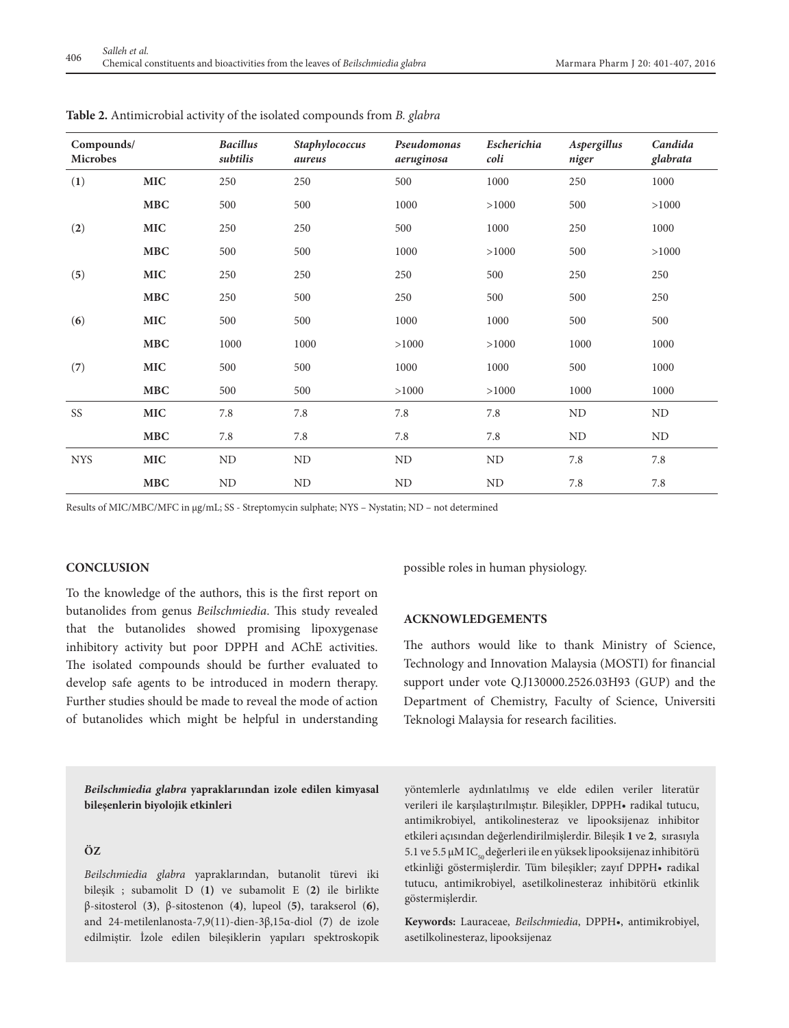**Table 2.** Antimicrobial activity of the isolated compounds from *B. glabra*

| Compounds/ Microbes | | *Bacillus subtilis* | *Staphylococcus aureus* | *Pseudomonas aeruginosa* | *Escherichia coli* | *Aspergillus niger* | *Candida glabrata* |
|---|---|---|---|---|---|---|---|
| (**1**) | **MIC** | 250 | 250 | 500 | 1000 | 250 | 1000 |
| | **MBC** | 500 | 500 | 1000 | >1000 | 500 | >1000 |
| (**2**) | **MIC** | 250 | 250 | 500 | 1000 | 250 | 1000 |
| | **MBC** | 500 | 500 | 1000 | >1000 | 500 | >1000 |
| (**5**) | **MIC** | 250 | 250 | 250 | 500 | 250 | 250 |
| | **MBC** | 250 | 500 | 250 | 500 | 500 | 250 |
| (**6**) | **MIC** | 500 | 500 | 1000 | 1000 | 500 | 500 |
| | **MBC** | 1000 | 1000 | >1000 | >1000 | 1000 | 1000 |
| (**7**) | **MIC** | 500 | 500 | 1000 | 1000 | 500 | 1000 |
| | **MBC** | 500 | 500 | >1000 | >1000 | 1000 | 1000 |
| SS | **MIC** | 7.8 | 7.8 | 7.8 | 7.8 | ND | ND |
| | **MBC** | 7.8 | 7.8 | 7.8 | 7.8 | ND | ND |
| NYS | **MIC** | ND | ND | ND | ND | 7.8 | 7.8 |
| | **MBC** | ND | ND | ND | ND | 7.8 | 7.8 |

Results of MIC/MBC/MFC in μg/mL; SS - Streptomycin sulphate; NYS – Nystatin; ND – not determined

## CONCLUSION

To the knowledge of the authors, this is the first report on butanolides from genus *Beilschmiedia*. This study revealed that the butanolides showed promising lipoxygenase inhibitory activity but poor DPPH and AChE activities. The isolated compounds should be further evaluated to develop safe agents to be introduced in modern therapy. Further studies should be made to reveal the mode of action of butanolides which might be helpful in understanding possible roles in human physiology.

## ACKNOWLEDGEMENTS

The authors would like to thank Ministry of Science, Technology and Innovation Malaysia (MOSTI) for financial support under vote Q.J130000.2526.03H93 (GUP) and the Department of Chemistry, Faculty of Science, Universiti Teknologi Malaysia for research facilities.

***Beilschmiedia glabra* yapraklarından izole edilen kimyasal bileşenlerin biyolojik etkinleri**

### ÖZ

*Beilschmiedia glabra* yapraklarından, butanolit türevi iki bileşik ; subamolit D (**1**) ve subamolit E (**2**) ile birlikte β-sitosterol (**3**), β-sitostenon (**4**), lupeol (**5**), tarakserol (**6**), and 24-metilenlanosta-7,9(11)-dien-3β,15α-diol (**7**) de izole edilmiştir. İzole edilen bileşiklerin yapıları spektroskopik yöntemlerle aydınlatılmış ve elde edilen veriler literatür verileri ile karşılaştırılmıştır. Bileşikler, DPPH• radikal tutucu, antimikrobiyel, antikolinesteraz ve lipooksijenaz inhibitor etkileri açısından değerlendirilmişlerdir. Bileşik **1** ve **2**, sırasıyla 5.1 ve 5.5 μM $IC_{50}$ değerleri ile en yüksek lipooksijenaz inhibitörü etkinliği göstermişlerdir. Tüm bileşikler; zayıf DPPH• radikal tutucu, antimikrobiyel, asetilkolinesteraz inhibitörü etkinlik göstermişlerdir.

**Keywords:** Lauraceae, *Beilschmiedia*, DPPH•, antimikrobiyel, asetilkolinesteraz, lipooksijenaz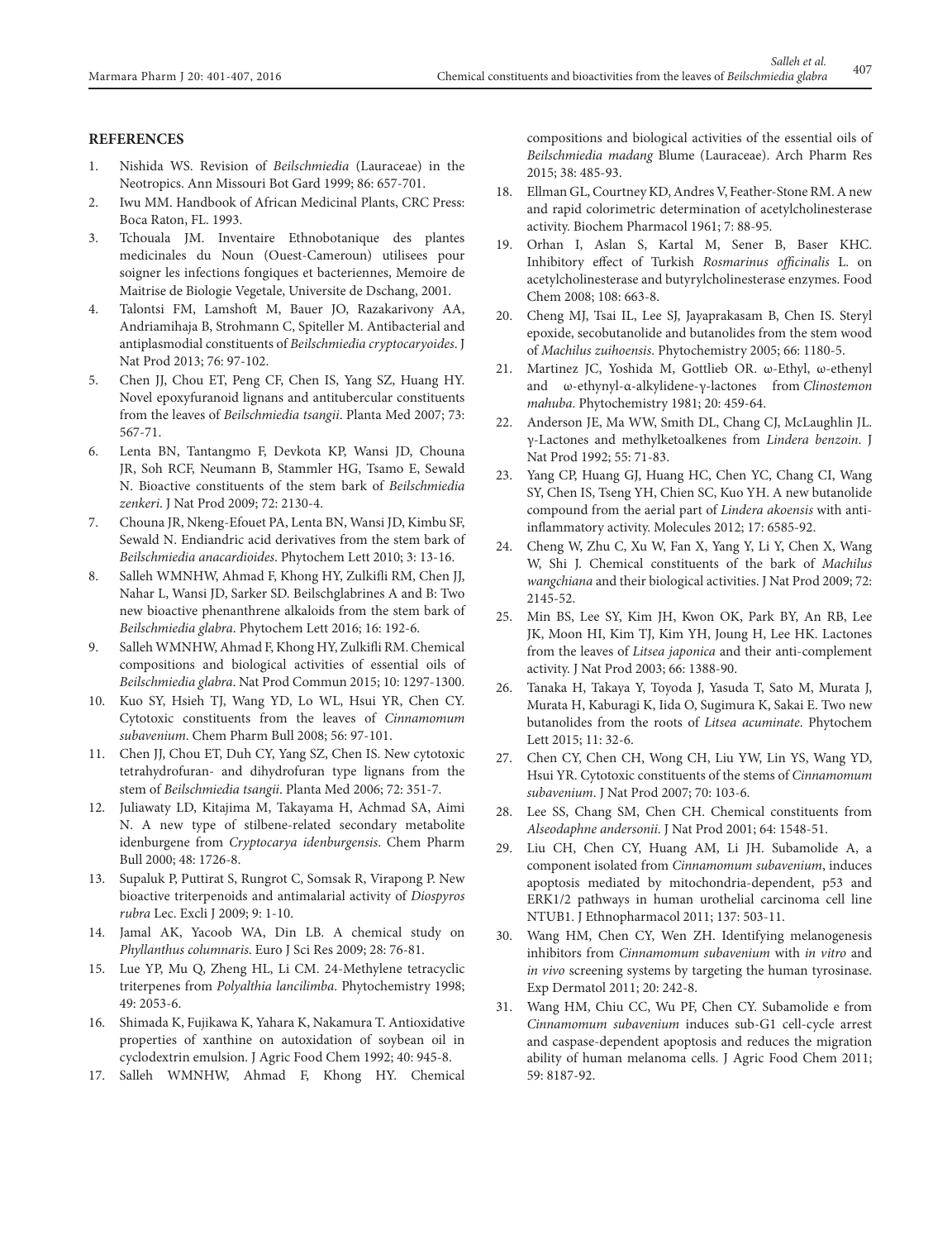## REFERENCES

1. Nishida WS. Revision of *Beilschmiedia* (Lauraceae) in the Neotropics. Ann Missouri Bot Gard 1999; 86: 657-701.
2. Iwu MM. Handbook of African Medicinal Plants, CRC Press: Boca Raton, FL. 1993.
3. Tchouala JM. Inventaire Ethnobotanique des plantes medicinales du Noun (Ouest-Cameroun) utilisees pour soigner les infections fongiques et bacteriennes, Memoire de Maitrise de Biologie Vegetale, Universite de Dschang, 2001.
4. Talontsi FM, Lamshoft M, Bauer JO, Razakarivony AA, Andriamihaja B, Strohmann C, Spiteller M. Antibacterial and antiplasmodial constituents of *Beilschmiedia cryptocaryoides*. J Nat Prod 2013; 76: 97-102.
5. Chen JJ, Chou ET, Peng CF, Chen IS, Yang SZ, Huang HY. Novel epoxyfuranoid lignans and antitubercular constituents from the leaves of *Beilschmiedia tsangii*. Planta Med 2007; 73: 567-71.
6. Lenta BN, Tantangmo F, Devkota KP, Wansi JD, Chouna JR, Soh RCF, Neumann B, Stammler HG, Tsamo E, Sewald N. Bioactive constituents of the stem bark of *Beilschmiedia zenkeri*. J Nat Prod 2009; 72: 2130-4.
7. Chouna JR, Nkeng-Efouet PA, Lenta BN, Wansi JD, Kimbu SF, Sewald N. Endiandric acid derivatives from the stem bark of *Beilschmiedia anacardioides*. Phytochem Lett 2010; 3: 13-16.
8. Salleh WMNHW, Ahmad F, Khong HY, Zulkifli RM, Chen JJ, Nahar L, Wansi JD, Sarker SD. Beilschglabrines A and B: Two new bioactive phenanthrene alkaloids from the stem bark of *Beilschmiedia glabra*. Phytochem Lett 2016; 16: 192-6.
9. Salleh WMNHW, Ahmad F, Khong HY, Zulkifli RM. Chemical compositions and biological activities of essential oils of *Beilschmiedia glabra*. Nat Prod Commun 2015; 10: 1297-1300.
10. Kuo SY, Hsieh TJ, Wang YD, Lo WL, Hsui YR, Chen CY. Cytotoxic constituents from the leaves of *Cinnamomum subavenium*. Chem Pharm Bull 2008; 56: 97-101.
11. Chen JJ, Chou ET, Duh CY, Yang SZ, Chen IS. New cytotoxic tetrahydrofuran- and dihydrofuran type lignans from the stem of *Beilschmiedia tsangii*. Planta Med 2006; 72: 351-7.
12. Juliawaty LD, Kitajima M, Takayama H, Achmad SA, Aimi N. A new type of stilbene-related secondary metabolite idenburgene from *Cryptocarya idenburgensis*. Chem Pharm Bull 2000; 48: 1726-8.
13. Supaluk P, Puttirat S, Rungrot C, Somsak R, Virapong P. New bioactive triterpenoids and antimalarial activity of *Diospyros rubra* Lec. Excli J 2009; 9: 1-10.
14. Jamal AK, Yacoob WA, Din LB. A chemical study on *Phyllanthus columnaris*. Euro J Sci Res 2009; 28: 76-81.
15. Lue YP, Mu Q, Zheng HL, Li CM. 24-Methylene tetracyclic triterpenes from *Polyalthia lancilimba*. Phytochemistry 1998; 49: 2053-6.
16. Shimada K, Fujikawa K, Yahara K, Nakamura T. Antioxidative properties of xanthine on autoxidation of soybean oil in cyclodextrin emulsion. J Agric Food Chem 1992; 40: 945-8.
17. Salleh WMNHW, Ahmad F, Khong HY. Chemical compositions and biological activities of the essential oils of *Beilschmiedia madang* Blume (Lauraceae). Arch Pharm Res 2015; 38: 485-93.
18. Ellman GL, Courtney KD, Andres V, Feather-Stone RM. A new and rapid colorimetric determination of acetylcholinesterase activity. Biochem Pharmacol 1961; 7: 88-95.
19. Orhan I, Aslan S, Kartal M, Sener B, Baser KHC. Inhibitory effect of Turkish *Rosmarinus officinalis* L. on acetylcholinesterase and butyrylcholinesterase enzymes. Food Chem 2008; 108: 663-8.
20. Cheng MJ, Tsai IL, Lee SJ, Jayaprakasam B, Chen IS. Steryl epoxide, secobutanolide and butanolides from the stem wood of *Machilus zuihoensis*. Phytochemistry 2005; 66: 1180-5.
21. Martinez JC, Yoshida M, Gottlieb OR. ω-Ethyl, ω-ethenyl and ω-ethynyl-α-alkylidene-γ-lactones from *Clinostemon mahuba*. Phytochemistry 1981; 20: 459-64.
22. Anderson JE, Ma WW, Smith DL, Chang CJ, McLaughlin JL. γ-Lactones and methylketoalkenes from *Lindera benzoin*. J Nat Prod 1992; 55: 71-83.
23. Yang CP, Huang GJ, Huang HC, Chen YC, Chang CI, Wang SY, Chen IS, Tseng YH, Chien SC, Kuo YH. A new butanolide compound from the aerial part of *Lindera akoensis* with anti-inflammatory activity. Molecules 2012; 17: 6585-92.
24. Cheng W, Zhu C, Xu W, Fan X, Yang Y, Li Y, Chen X, Wang W, Shi J. Chemical constituents of the bark of *Machilus wangchiana* and their biological activities. J Nat Prod 2009; 72: 2145-52.
25. Min BS, Lee SY, Kim JH, Kwon OK, Park BY, An RB, Lee JK, Moon HI, Kim TJ, Kim YH, Joung H, Lee HK. Lactones from the leaves of *Litsea japonica* and their anti-complement activity. J Nat Prod 2003; 66: 1388-90.
26. Tanaka H, Takaya Y, Toyoda J, Yasuda T, Sato M, Murata J, Murata H, Kaburagi K, Iida O, Sugimura K, Sakai E. Two new butanolides from the roots of *Litsea acuminate*. Phytochem Lett 2015; 11: 32-6.
27. Chen CY, Chen CH, Wong CH, Liu YW, Lin YS, Wang YD, Hsui YR. Cytotoxic constituents of the stems of *Cinnamomum subavenium*. J Nat Prod 2007; 70: 103-6.
28. Lee SS, Chang SM, Chen CH. Chemical constituents from *Alseodaphne andersonii*. J Nat Prod 2001; 64: 1548-51.
29. Liu CH, Chen CY, Huang AM, Li JH. Subamolide A, a component isolated from *Cinnamomum subavenium*, induces apoptosis mediated by mitochondria-dependent, p53 and ERK1/2 pathways in human urothelial carcinoma cell line NTUB1. J Ethnopharmacol 2011; 137: 503-11.
30. Wang HM, Chen CY, Wen ZH. Identifying melanogenesis inhibitors from *Cinnamomum subavenium* with *in vitro* and *in vivo* screening systems by targeting the human tyrosinase. Exp Dermatol 2011; 20: 242-8.
31. Wang HM, Chiu CC, Wu PF, Chen CY. Subamolide e from *Cinnamomum subavenium* induces sub-G1 cell-cycle arrest and caspase-dependent apoptosis and reduces the migration ability of human melanoma cells. J Agric Food Chem 2011; 59: 8187-92.